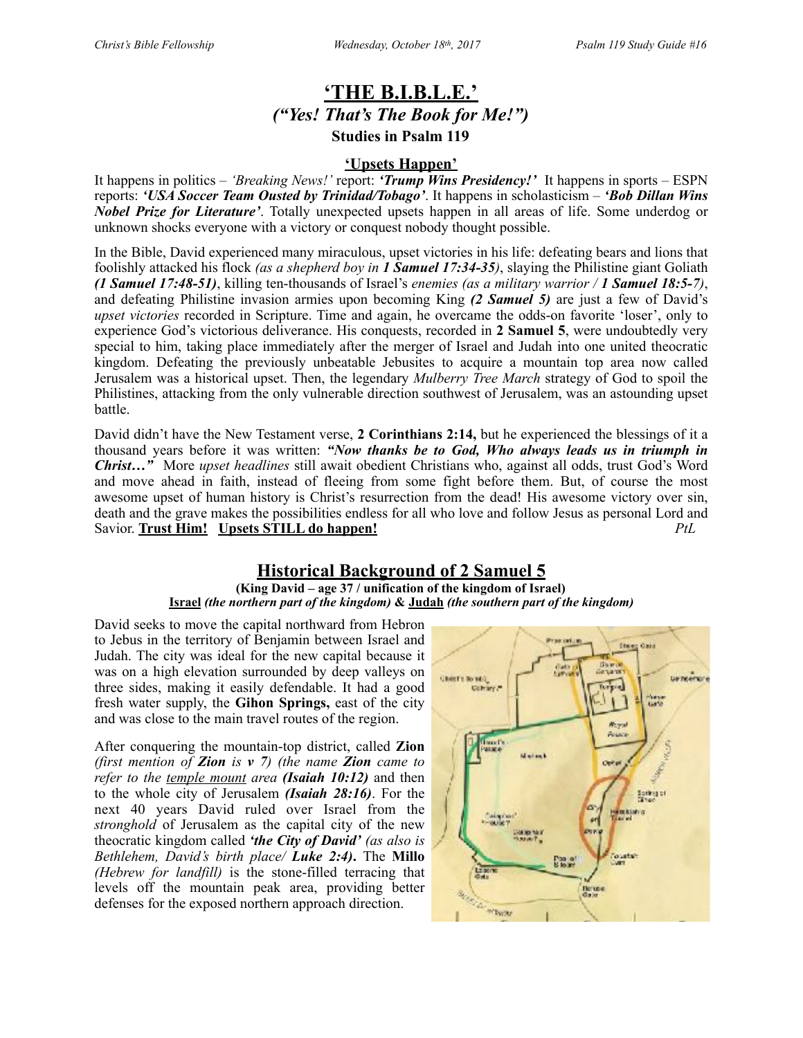# 'THE B.I.B.L.E.'
## *("Yes! That's The Book for Me!")*
### Studies in Psalm 119

**'Upsets Happen'**

It happens in politics – *'Breaking News!'* report: ***'Trump Wins Presidency!'*** It happens in sports – ESPN reports: ***'USA Soccer Team Ousted by Trinidad/Tobago'***. It happens in scholasticism – ***'Bob Dillan Wins Nobel Prize for Literature'***. Totally unexpected upsets happen in all areas of life. Some underdog or unknown shocks everyone with a victory or conquest nobody thought possible.

In the Bible, David experienced many miraculous, upset victories in his life: defeating bears and lions that foolishly attacked his flock *(as a shepherd boy in **1 Samuel 17:34-35**)*, slaying the Philistine giant Goliath ***(1 Samuel 17:48-51)***, killing ten-thousands of Israel's *enemies (as a military warrior / **1 Samuel 18:5-7**)*, and defeating Philistine invasion armies upon becoming King ***(2 Samuel 5)*** are just a few of David's *upset victories* recorded in Scripture. Time and again, he overcame the odds-on favorite 'loser', only to experience God's victorious deliverance. His conquests, recorded in **2 Samuel 5**, were undoubtedly very special to him, taking place immediately after the merger of Israel and Judah into one united theocratic kingdom. Defeating the previously unbeatable Jebusites to acquire a mountain top area now called Jerusalem was a historical upset. Then, the legendary *Mulberry Tree March* strategy of God to spoil the Philistines, attacking from the only vulnerable direction southwest of Jerusalem, was an astounding upset battle.

David didn't have the New Testament verse, **2 Corinthians 2:14,** but he experienced the blessings of it a thousand years before it was written: ***"Now thanks be to God, Who always leads us in triumph in Christ…"*** More *upset headlines* still await obedient Christians who, against all odds, trust God's Word and move ahead in faith, instead of fleeing from some fight before them. But, of course the most awesome upset of human history is Christ's resurrection from the dead! His awesome victory over sin, death and the grave makes the possibilities endless for all who love and follow Jesus as personal Lord and Savior. **Trust Him!** **Upsets STILL do happen!** *PtL*

## Historical Background of 2 Samuel 5

**(King David – age 37 / unification of the kingdom of Israel)**
**Israel** *(the northern part of the kingdom)* **&** **Judah** *(the southern part of the kingdom)*

David seeks to move the capital northward from Hebron to Jebus in the territory of Benjamin between Israel and Judah. The city was ideal for the new capital because it was on a high elevation surrounded by deep valleys on three sides, making it easily defendable. It had a good fresh water supply, the **Gihon Springs,** east of the city and was close to the main travel routes of the region.

After conquering the mountain-top district, called **Zion** *(first mention of **Zion** is **v 7**) (the name **Zion** came to refer to the temple mount area **(Isaiah 10:12)** and then to the whole city of Jerusalem **(Isaiah 28:16)***. For the next 40 years David ruled over Israel from the *stronghold* of Jerusalem as the capital city of the new theocratic kingdom called ***'the City of David'*** *(as also is Bethlehem, David's birth place/ **Luke 2:4**)*. The **Millo** *(Hebrew for landfill)* is the stone-filled terracing that levels off the mountain peak area, providing better defenses for the exposed northern approach direction.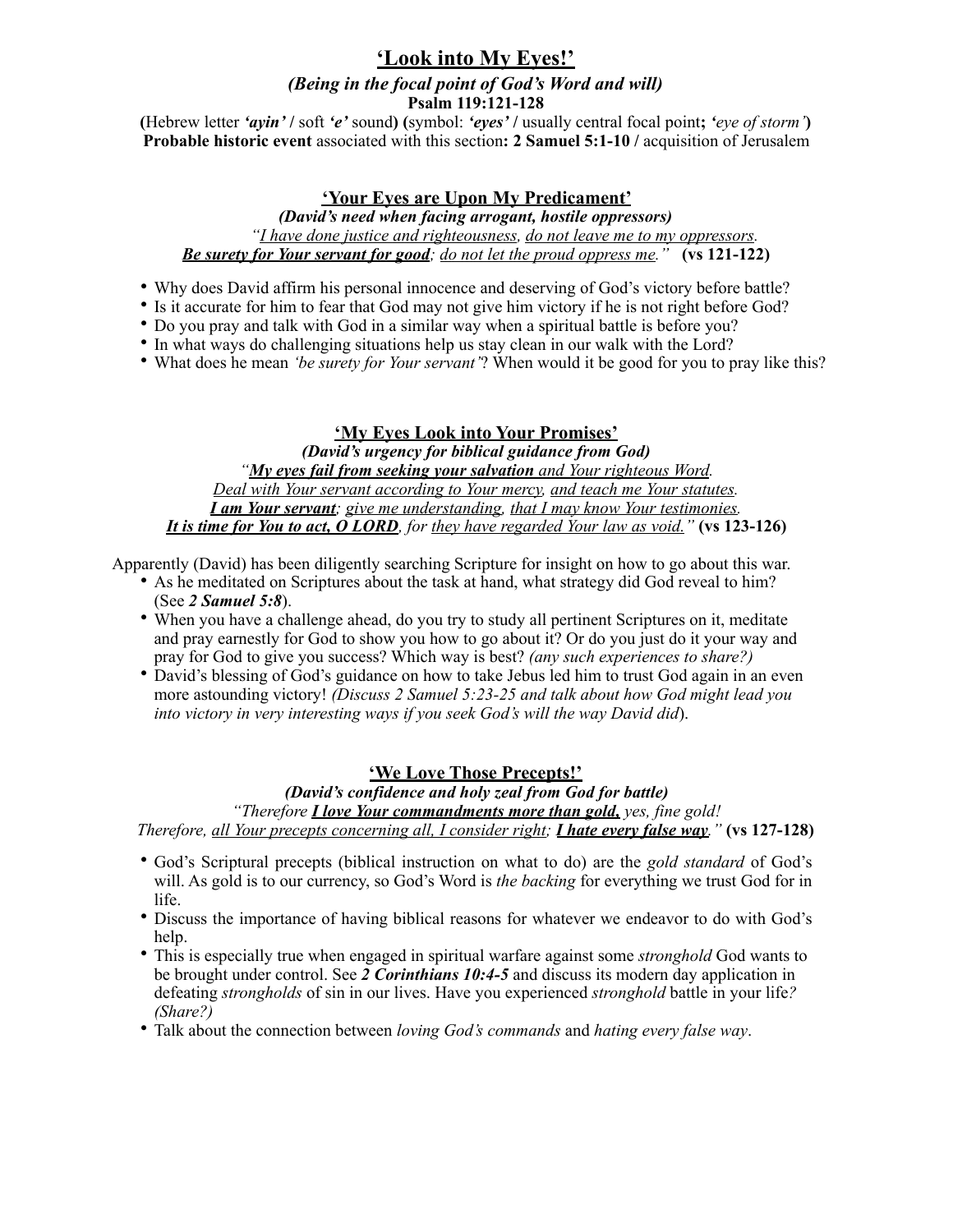# 'Look into My Eyes!'

***(Being in the focal point of God's Word and will)***

**Psalm 119:121-128**

**(**Hebrew letter ***'ayin'*** **/** soft ***'e'*** sound**)** **(**symbol: ***'eyes'*** **/** usually central focal point**;** *'eye of storm'***)**

**Probable historic event** associated with this section**: 2 Samuel 5:1-10 /** acquisition of Jerusalem

## 'Your Eyes are Upon My Predicament'

***(David's need when facing arrogant, hostile oppressors)***

*"I have done justice and righteousness, do not leave me to my oppressors. **Be surety for Your servant for good**; do not let the proud oppress me."* **(vs 121-122)**

- Why does David affirm his personal innocence and deserving of God's victory before battle?
- Is it accurate for him to fear that God may not give him victory if he is not right before God?
- Do you pray and talk with God in a similar way when a spiritual battle is before you?
- In what ways do challenging situations help us stay clean in our walk with the Lord?
- What does he mean *'be surety for Your servant'*? When would it be good for you to pray like this?

## 'My Eyes Look into Your Promises'

***(David's urgency for biblical guidance from God)***

*"**My eyes fail from seeking your salvation** and Your righteous Word. Deal with Your servant according to Your mercy, and teach me Your statutes. **I am Your servant**; give me understanding, that I may know Your testimonies. **It is time for You to act, O LORD**, for they have regarded Your law as void."* **(vs 123-126)**

Apparently (David) has been diligently searching Scripture for insight on how to go about this war.

- As he meditated on Scriptures about the task at hand, what strategy did God reveal to him? (See ***2 Samuel 5:8***).
- When you have a challenge ahead, do you try to study all pertinent Scriptures on it, meditate and pray earnestly for God to show you how to go about it? Or do you just do it your way and pray for God to give you success? Which way is best? *(any such experiences to share?)*
- David's blessing of God's guidance on how to take Jebus led him to trust God again in an even more astounding victory! *(Discuss 2 Samuel 5:23-25 and talk about how God might lead you into victory in very interesting ways if you seek God's will the way David did*).

## 'We Love Those Precepts!'

***(David's confidence and holy zeal from God for battle)***

*"Therefore **I love Your commandments more than gold,** yes, fine gold! Therefore, all Your precepts concerning all, I consider right; **I hate every false way**."* **(vs 127-128)**

- God's Scriptural precepts (biblical instruction on what to do) are the *gold standard* of God's will. As gold is to our currency, so God's Word is *the backing* for everything we trust God for in life.
- Discuss the importance of having biblical reasons for whatever we endeavor to do with God's help.
- This is especially true when engaged in spiritual warfare against some *stronghold* God wants to be brought under control. See ***2 Corinthians 10:4-5*** and discuss its modern day application in defeating *strongholds* of sin in our lives. Have you experienced *stronghold* battle in your life*? (Share?)*
- Talk about the connection between *loving God's commands* and *hating every false way*.